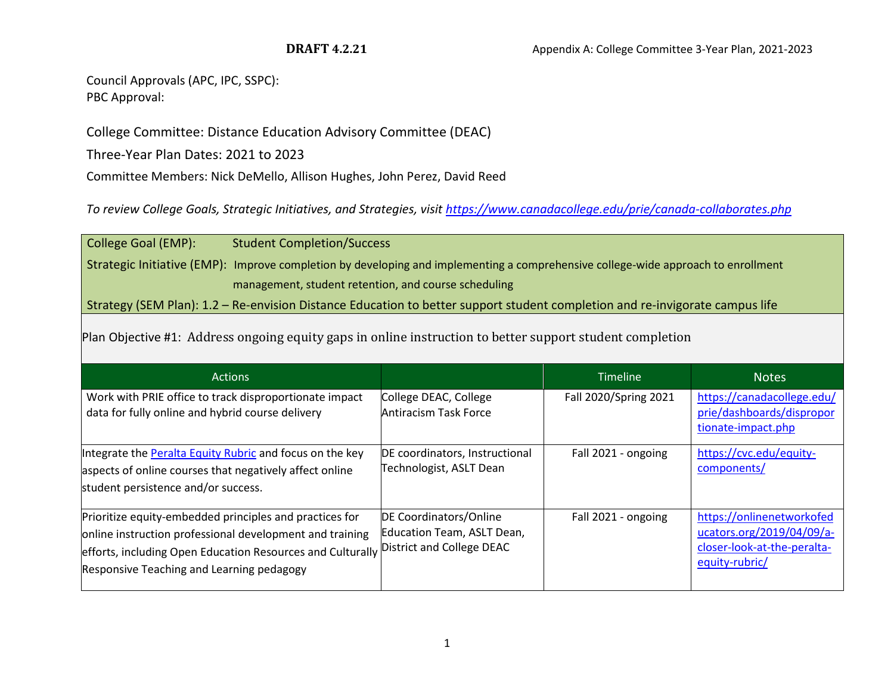**DRAFT 4.2.21**

Appendix A: College Committee 3-Year Plan, 2021-2023

Council Approvals (APC, IPC, SSPC):
PBC Approval:

College Committee: Distance Education Advisory Committee (DEAC)

Three-Year Plan Dates: 2021 to 2023

Committee Members: Nick DeMello, Allison Hughes, John Perez, David Reed

*To review College Goals, Strategic Initiatives, and Strategies, visit [https://www.canadacollege.edu/prie/canada-collaborates.php](https://www.canadacollege.edu/prie/canada-collaborates.php)*

College Goal (EMP): Student Completion/Success

Strategic Initiative (EMP): Improve completion by developing and implementing a comprehensive college-wide approach to enrollment management, student retention, and course scheduling

Strategy (SEM Plan): 1.2 – Re-envision Distance Education to better support student completion and re-invigorate campus life

Plan Objective #1: Address ongoing equity gaps in online instruction to better support student completion

| Actions | | Timeline | Notes |
|---|---|---|---|
| Work with PRIE office to track disproportionate impact data for fully online and hybrid course delivery | College DEAC, College Antiracism Task Force | Fall 2020/Spring 2021 | https://canadacollege.edu/prie/dashboards/disproportionate-impact.php |
| Integrate the [Peralta Equity Rubric]() and focus on the key aspects of online courses that negatively affect online student persistence and/or success. | DE coordinators, Instructional Technologist, ASLT Dean | Fall 2021 - ongoing | https://cvc.edu/equity-components/ |
| Prioritize equity-embedded principles and practices for online instruction professional development and training efforts, including Open Education Resources and Culturally Responsive Teaching and Learning pedagogy | DE Coordinators/Online Education Team, ASLT Dean, District and College DEAC | Fall 2021 - ongoing | https://onlinenetworkofeducators.org/2019/04/09/a-closer-look-at-the-peralta-equity-rubric/ |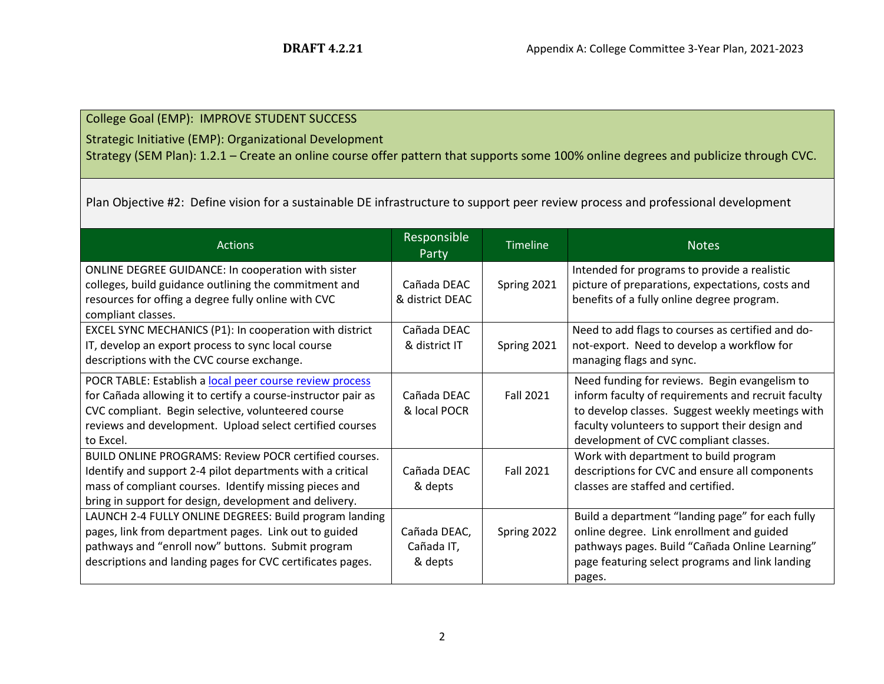College Goal (EMP): IMPROVE STUDENT SUCCESS

Strategic Initiative (EMP): Organizational Development

Strategy (SEM Plan): 1.2.1 – Create an online course offer pattern that supports some 100% online degrees and publicize through CVC.

Plan Objective #2: Define vision for a sustainable DE infrastructure to support peer review process and professional development

| Actions | Responsible Party | Timeline | Notes |
|---|---|---|---|
| ONLINE DEGREE GUIDANCE: In cooperation with sister colleges, build guidance outlining the commitment and resources for offing a degree fully online with CVC compliant classes. | Cañada DEAC & district DEAC | Spring 2021 | Intended for programs to provide a realistic picture of preparations, expectations, costs and benefits of a fully online degree program. |
| EXCEL SYNC MECHANICS (P1): In cooperation with district IT, develop an export process to sync local course descriptions with the CVC course exchange. | Cañada DEAC & district IT | Spring 2021 | Need to add flags to courses as certified and do-not-export. Need to develop a workflow for managing flags and sync. |
| POCR TABLE: Establish a local peer course review process for Cañada allowing it to certify a course-instructor pair as CVC compliant. Begin selective, volunteered course reviews and development. Upload select certified courses to Excel. | Cañada DEAC & local POCR | Fall 2021 | Need funding for reviews. Begin evangelism to inform faculty of requirements and recruit faculty to develop classes. Suggest weekly meetings with faculty volunteers to support their design and development of CVC compliant classes. |
| BUILD ONLINE PROGRAMS: Review POCR certified courses. Identify and support 2-4 pilot departments with a critical mass of compliant courses. Identify missing pieces and bring in support for design, development and delivery. | Cañada DEAC & depts | Fall 2021 | Work with department to build program descriptions for CVC and ensure all components classes are staffed and certified. |
| LAUNCH 2-4 FULLY ONLINE DEGREES: Build program landing pages, link from department pages. Link out to guided pathways and "enroll now" buttons. Submit program descriptions and landing pages for CVC certificates pages. | Cañada DEAC, Cañada IT, & depts | Spring 2022 | Build a department "landing page" for each fully online degree. Link enrollment and guided pathways pages. Build "Cañada Online Learning" page featuring select programs and link landing pages. |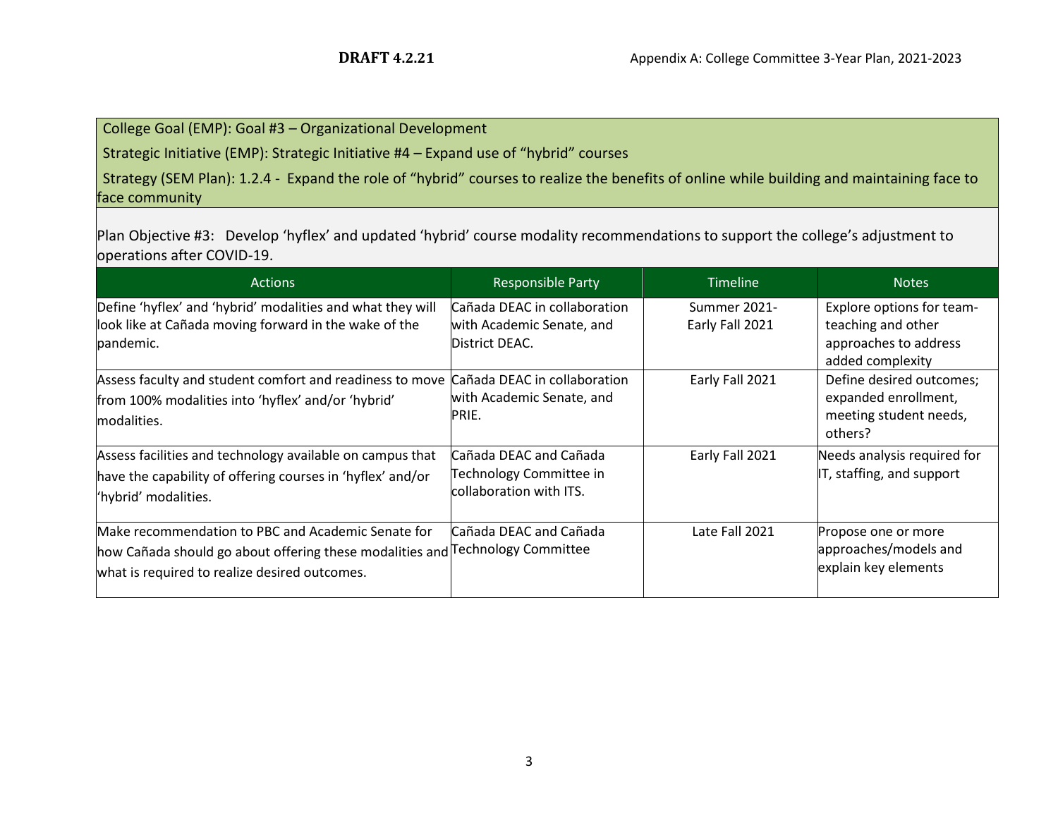College Goal (EMP): Goal #3 – Organizational Development

Strategic Initiative (EMP): Strategic Initiative #4 – Expand use of "hybrid" courses

Strategy (SEM Plan): 1.2.4 - Expand the role of "hybrid" courses to realize the benefits of online while building and maintaining face to face community

Plan Objective #3: Develop 'hyflex' and updated 'hybrid' course modality recommendations to support the college's adjustment to operations after COVID-19.

| Actions | Responsible Party | Timeline | Notes |
|---|---|---|---|
| Define 'hyflex' and 'hybrid' modalities and what they will look like at Cañada moving forward in the wake of the pandemic. | Cañada DEAC in collaboration with Academic Senate, and District DEAC. | Summer 2021- Early Fall 2021 | Explore options for team-teaching and other approaches to address added complexity |
| Assess faculty and student comfort and readiness to move from 100% modalities into 'hyflex' and/or 'hybrid' modalities. | Cañada DEAC in collaboration with Academic Senate, and PRIE. | Early Fall 2021 | Define desired outcomes; expanded enrollment, meeting student needs, others? |
| Assess facilities and technology available on campus that have the capability of offering courses in 'hyflex' and/or 'hybrid' modalities. | Cañada DEAC and Cañada Technology Committee in collaboration with ITS. | Early Fall 2021 | Needs analysis required for IT, staffing, and support |
| Make recommendation to PBC and Academic Senate for how Cañada should go about offering these modalities and what is required to realize desired outcomes. | Cañada DEAC and Cañada Technology Committee | Late Fall 2021 | Propose one or more approaches/models and explain key elements |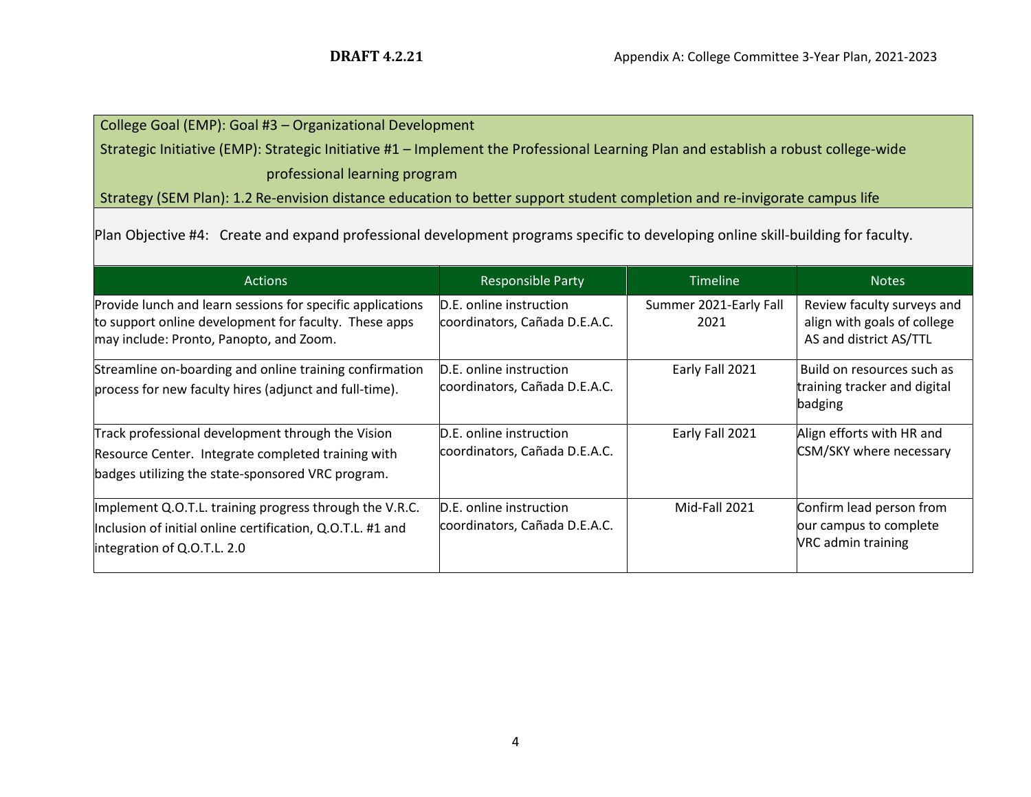College Goal (EMP): Goal #3 – Organizational Development

Strategic Initiative (EMP): Strategic Initiative #1 – Implement the Professional Learning Plan and establish a robust college-wide professional learning program

Strategy (SEM Plan): 1.2 Re-envision distance education to better support student completion and re-invigorate campus life

Plan Objective #4: Create and expand professional development programs specific to developing online skill-building for faculty.

| Actions | Responsible Party | Timeline | Notes |
|---|---|---|---|
| Provide lunch and learn sessions for specific applications to support online development for faculty. These apps may include: Pronto, Panopto, and Zoom. | D.E. online instruction coordinators, Cañada D.E.A.C. | Summer 2021-Early Fall 2021 | Review faculty surveys and align with goals of college AS and district AS/TTL |
| Streamline on-boarding and online training confirmation process for new faculty hires (adjunct and full-time). | D.E. online instruction coordinators, Cañada D.E.A.C. | Early Fall 2021 | Build on resources such as training tracker and digital badging |
| Track professional development through the Vision Resource Center. Integrate completed training with badges utilizing the state-sponsored VRC program. | D.E. online instruction coordinators, Cañada D.E.A.C. | Early Fall 2021 | Align efforts with HR and CSM/SKY where necessary |
| Implement Q.O.T.L. training progress through the V.R.C. Inclusion of initial online certification, Q.O.T.L. #1 and integration of Q.O.T.L. 2.0 | D.E. online instruction coordinators, Cañada D.E.A.C. | Mid-Fall 2021 | Confirm lead person from our campus to complete VRC admin training |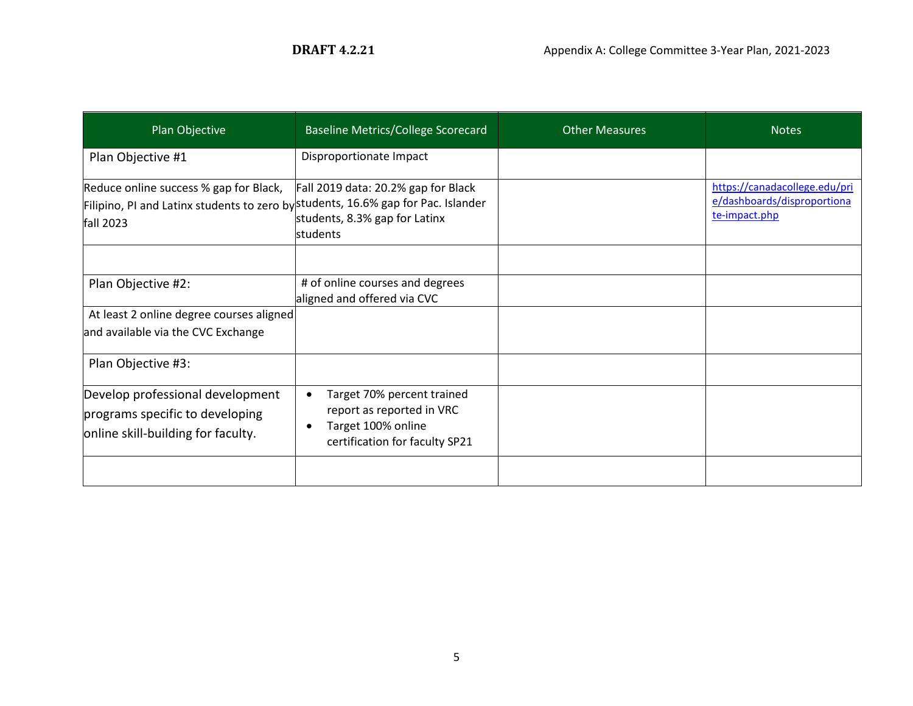| Plan Objective | Baseline Metrics/College Scorecard | Other Measures | Notes |
|---|---|---|---|
| Plan Objective #1 | Disproportionate Impact | | |
| Reduce online success % gap for Black, Filipino, PI and Latinx students to zero by fall 2023 | Fall 2019 data: 20.2% gap for Black students, 16.6% gap for Pac. Islander students, 8.3% gap for Latinx students | | https://canadacollege.edu/prie/dashboards/disproportionate-impact.php |
| | | | |
| Plan Objective #2: | # of online courses and degrees aligned and offered via CVC | | |
| At least 2 online degree courses aligned and available via the CVC Exchange | | | |
| Plan Objective #3: | | | |
| Develop professional development programs specific to developing online skill-building for faculty. | • Target 70% percent trained report as reported in VRC<br>• Target 100% online certification for faculty SP21 | | |
| | | | |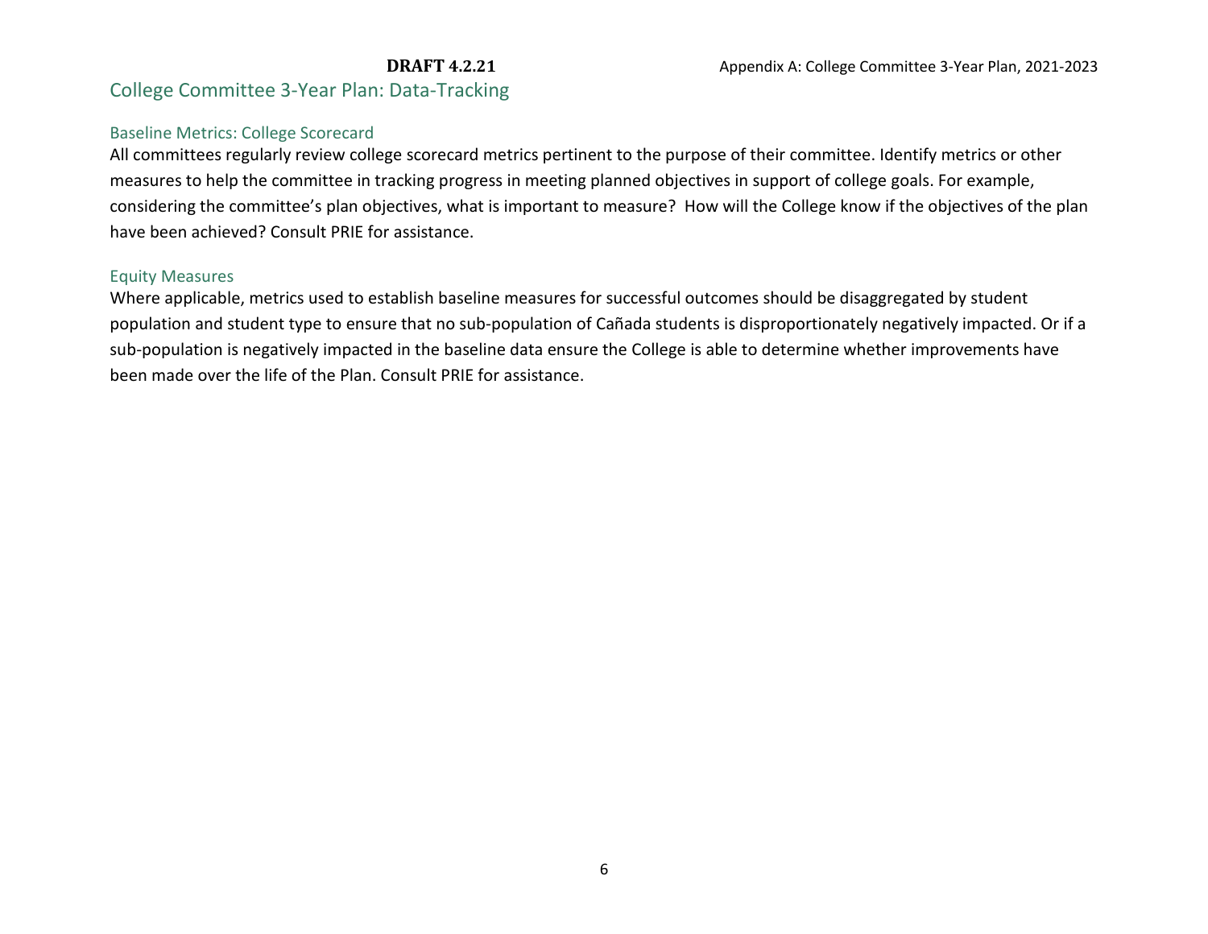## College Committee 3-Year Plan: Data-Tracking

### Baseline Metrics: College Scorecard

All committees regularly review college scorecard metrics pertinent to the purpose of their committee. Identify metrics or other measures to help the committee in tracking progress in meeting planned objectives in support of college goals. For example, considering the committee's plan objectives, what is important to measure? How will the College know if the objectives of the plan have been achieved? Consult PRIE for assistance.

### Equity Measures

Where applicable, metrics used to establish baseline measures for successful outcomes should be disaggregated by student population and student type to ensure that no sub-population of Cañada students is disproportionately negatively impacted. Or if a sub-population is negatively impacted in the baseline data ensure the College is able to determine whether improvements have been made over the life of the Plan. Consult PRIE for assistance.